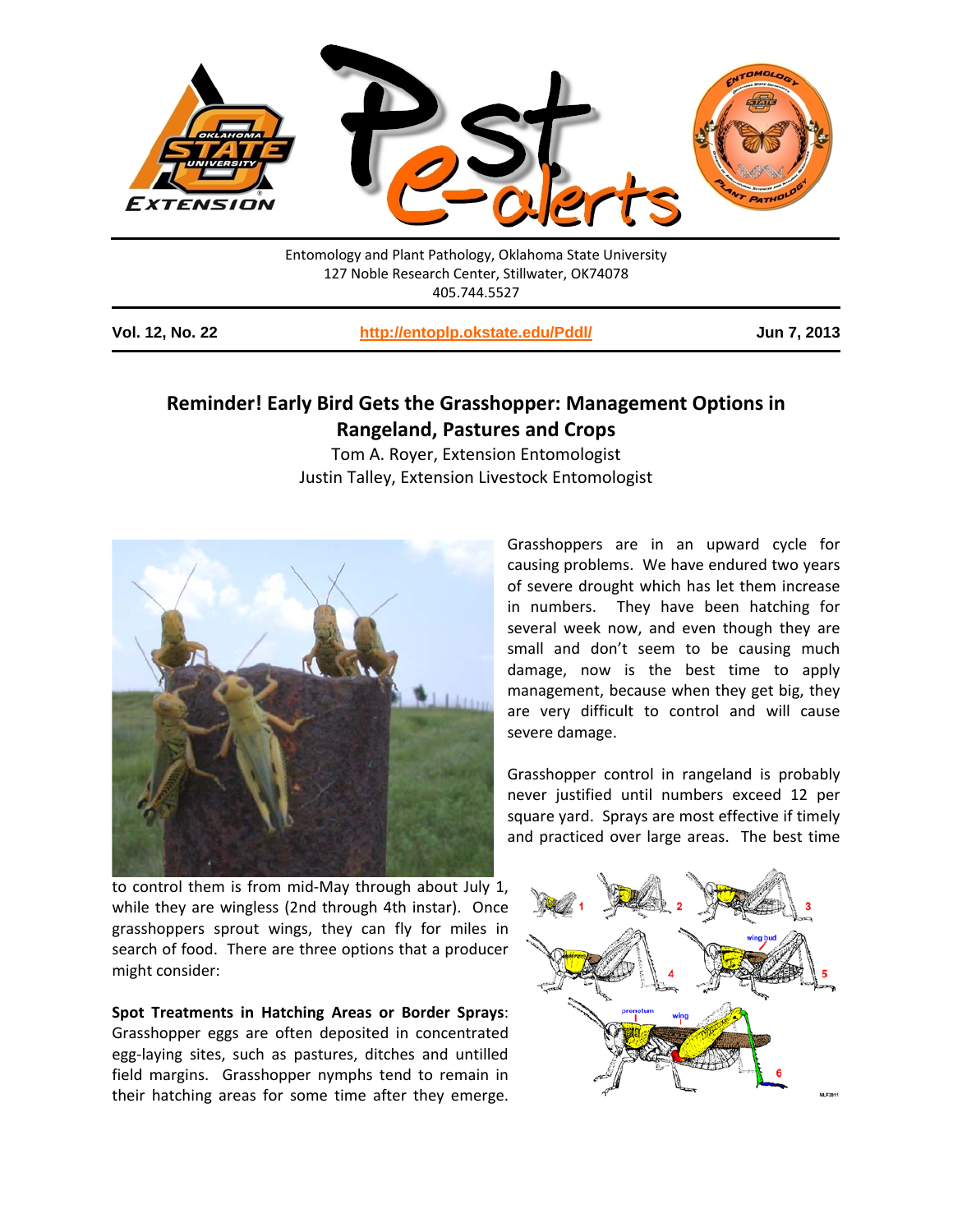Entomology and Plant Pathology, Oklahoma State University
127 Noble Research Center, Stillwater, OK74078
405.744.5527

**Vol. 12, No. 22** | **http://entoplp.okstate.edu/Pddl/** | **Jun 7, 2013**

## Reminder! Early Bird Gets the Grasshopper: Management Options in Rangeland, Pastures and Crops

Tom A. Royer, Extension Entomologist
Justin Talley, Extension Livestock Entomologist

Grasshoppers are in an upward cycle for causing problems. We have endured two years of severe drought which has let them increase in numbers. They have been hatching for several week now, and even though they are small and don't seem to be causing much damage, now is the best time to apply management, because when they get big, they are very difficult to control and will cause severe damage.

Grasshopper control in rangeland is probably never justified until numbers exceed 12 per square yard. Sprays are most effective if timely and practiced over large areas. The best time to control them is from mid-May through about July 1, while they are wingless (2nd through 4th instar). Once grasshoppers sprout wings, they can fly for miles in search of food. There are three options that a producer might consider:

1
2
3
4
5
wing bud
pronotum
wing
6
MLF2011

**Spot Treatments in Hatching Areas or Border Sprays**: Grasshopper eggs are often deposited in concentrated egg-laying sites, such as pastures, ditches and untilled field margins. Grasshopper nymphs tend to remain in their hatching areas for some time after they emerge.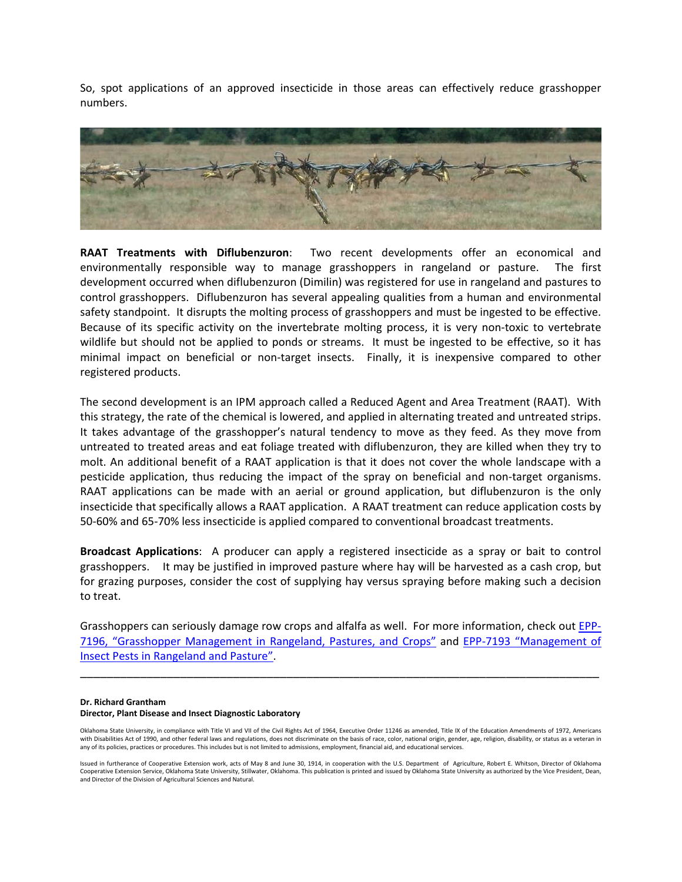So, spot applications of an approved insecticide in those areas can effectively reduce grasshopper numbers.

**RAAT Treatments with Diflubenzuron**: Two recent developments offer an economical and environmentally responsible way to manage grasshoppers in rangeland or pasture. The first development occurred when diflubenzuron (Dimilin) was registered for use in rangeland and pastures to control grasshoppers. Diflubenzuron has several appealing qualities from a human and environmental safety standpoint. It disrupts the molting process of grasshoppers and must be ingested to be effective. Because of its specific activity on the invertebrate molting process, it is very non-toxic to vertebrate wildlife but should not be applied to ponds or streams. It must be ingested to be effective, so it has minimal impact on beneficial or non-target insects. Finally, it is inexpensive compared to other registered products.

The second development is an IPM approach called a Reduced Agent and Area Treatment (RAAT). With this strategy, the rate of the chemical is lowered, and applied in alternating treated and untreated strips. It takes advantage of the grasshopper's natural tendency to move as they feed. As they move from untreated to treated areas and eat foliage treated with diflubenzuron, they are killed when they try to molt. An additional benefit of a RAAT application is that it does not cover the whole landscape with a pesticide application, thus reducing the impact of the spray on beneficial and non-target organisms. RAAT applications can be made with an aerial or ground application, but diflubenzuron is the only insecticide that specifically allows a RAAT application. A RAAT treatment can reduce application costs by 50-60% and 65-70% less insecticide is applied compared to conventional broadcast treatments.

**Broadcast Applications**: A producer can apply a registered insecticide as a spray or bait to control grasshoppers. It may be justified in improved pasture where hay will be harvested as a cash crop, but for grazing purposes, consider the cost of supplying hay versus spraying before making such a decision to treat.

Grasshoppers can seriously damage row crops and alfalfa as well. For more information, check out EPP-7196, "Grasshopper Management in Rangeland, Pastures, and Crops" and EPP-7193 "Management of Insect Pests in Rangeland and Pasture".

---

**Dr. Richard Grantham**
**Director, Plant Disease and Insect Diagnostic Laboratory**

Oklahoma State University, in compliance with Title VI and VII of the Civil Rights Act of 1964, Executive Order 11246 as amended, Title IX of the Education Amendments of 1972, Americans with Disabilities Act of 1990, and other federal laws and regulations, does not discriminate on the basis of race, color, national origin, gender, age, religion, disability, or status as a veteran in any of its policies, practices or procedures. This includes but is not limited to admissions, employment, financial aid, and educational services.

Issued in furtherance of Cooperative Extension work, acts of May 8 and June 30, 1914, in cooperation with the U.S. Department of Agriculture, Robert E. Whitson, Director of Oklahoma Cooperative Extension Service, Oklahoma State University, Stillwater, Oklahoma. This publication is printed and issued by Oklahoma State University as authorized by the Vice President, Dean, and Director of the Division of Agricultural Sciences and Natural.